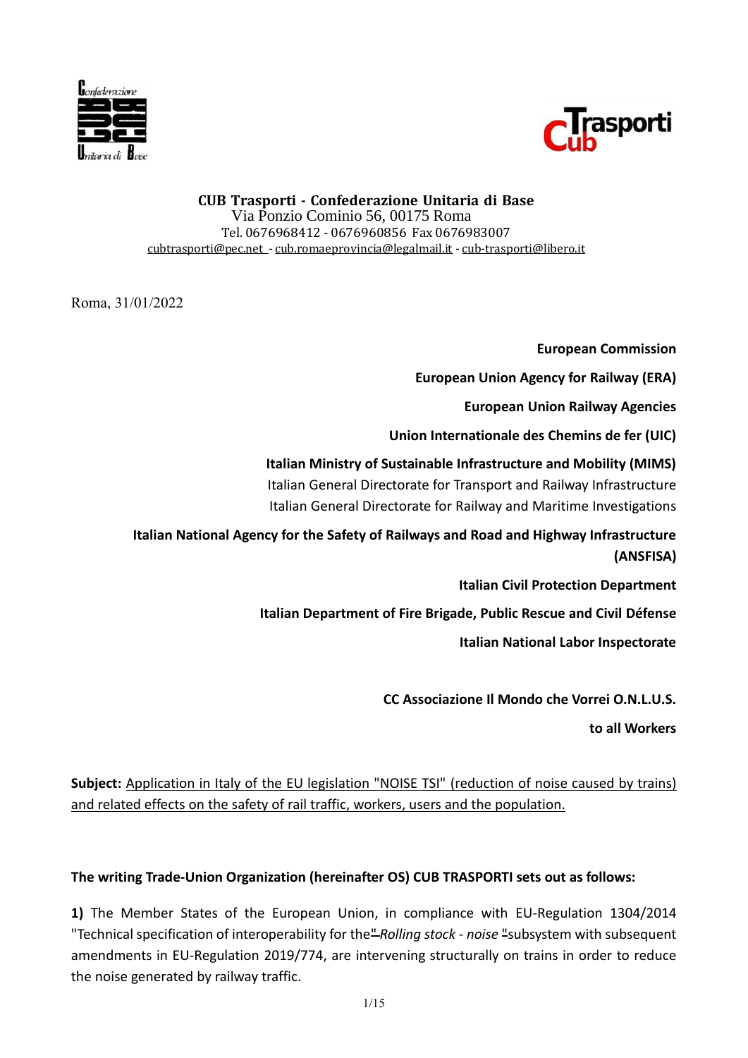**CUB Trasporti - Confederazione Unitaria di Base**
Via Ponzio Cominio 56, 00175 Roma
Tel. 0676968412 - 0676960856 Fax 0676983007
cubtrasporti@pec.net - cub.romaeprovincia@legalmail.it - cub-trasporti@libero.it

Roma, 31/01/2022

**European Commission**

**European Union Agency for Railway (ERA)**

**European Union Railway Agencies**

**Union Internationale des Chemins de fer (UIC)**

**Italian Ministry of Sustainable Infrastructure and Mobility (MIMS)**
Italian General Directorate for Transport and Railway Infrastructure
Italian General Directorate for Railway and Maritime Investigations

**Italian National Agency for the Safety of Railways and Road and Highway Infrastructure (ANSFISA)**

**Italian Civil Protection Department**

**Italian Department of Fire Brigade, Public Rescue and Civil Défense**

**Italian National Labor Inspectorate**

**CC Associazione Il Mondo che Vorrei O.N.L.U.S.**

**to all Workers**

**Subject:** Application in Italy of the EU legislation "NOISE TSI" (reduction of noise caused by trains) and related effects on the safety of rail traffic, workers, users and the population.

**The writing Trade-Union Organization (hereinafter OS) CUB TRASPORTI sets out as follows:**

**1)** The Member States of the European Union, in compliance with EU-Regulation 1304/2014 "Technical specification of interoperability for the" *Rolling stock - noise* "subsystem with subsequent amendments in EU-Regulation 2019/774, are intervening structurally on trains in order to reduce the noise generated by railway traffic.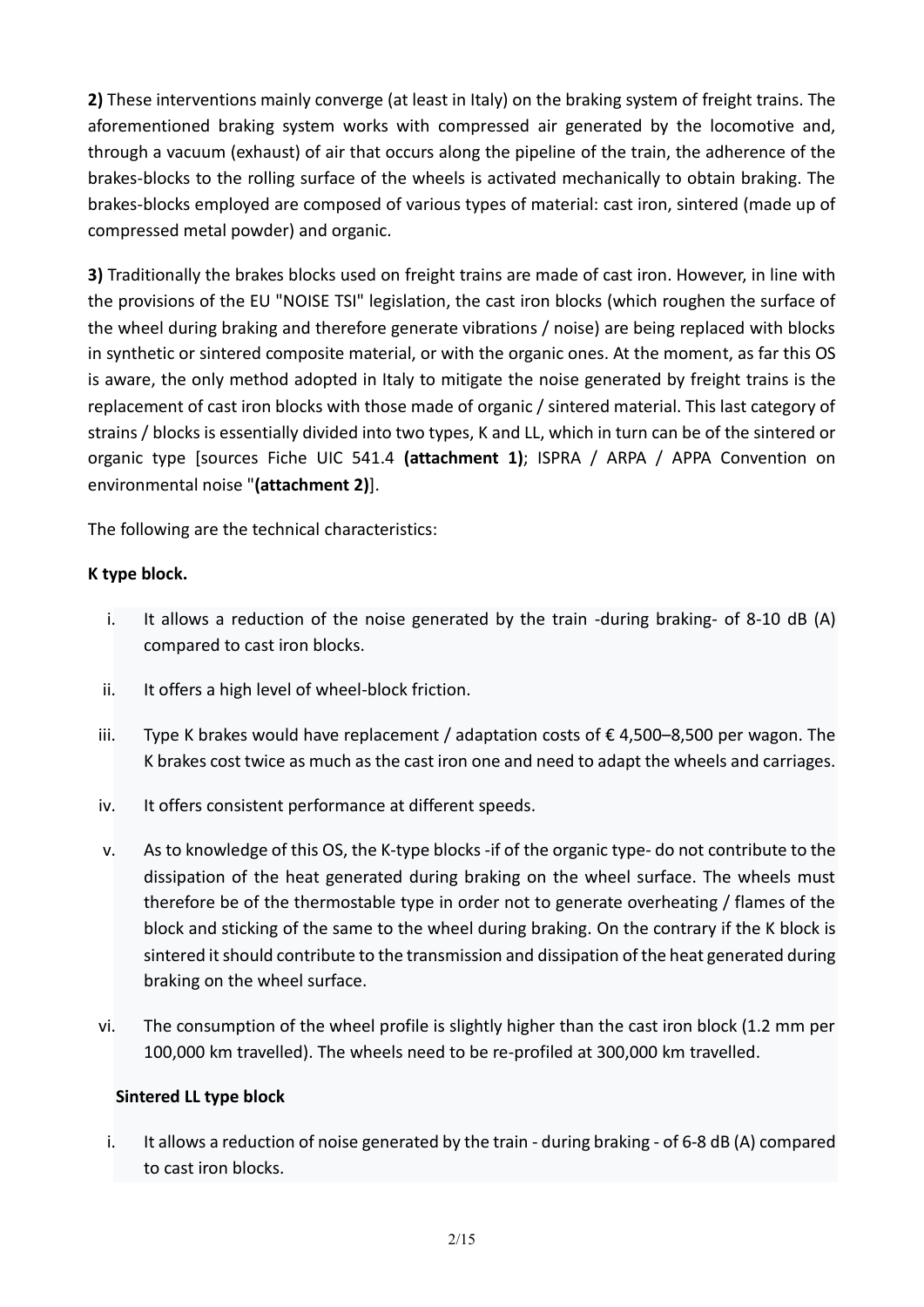**2)** These interventions mainly converge (at least in Italy) on the braking system of freight trains. The aforementioned braking system works with compressed air generated by the locomotive and, through a vacuum (exhaust) of air that occurs along the pipeline of the train, the adherence of the brakes-blocks to the rolling surface of the wheels is activated mechanically to obtain braking. The brakes-blocks employed are composed of various types of material: cast iron, sintered (made up of compressed metal powder) and organic.

**3)** Traditionally the brakes blocks used on freight trains are made of cast iron. However, in line with the provisions of the EU "NOISE TSI" legislation, the cast iron blocks (which roughen the surface of the wheel during braking and therefore generate vibrations / noise) are being replaced with blocks in synthetic or sintered composite material, or with the organic ones. At the moment, as far this OS is aware, the only method adopted in Italy to mitigate the noise generated by freight trains is the replacement of cast iron blocks with those made of organic / sintered material. This last category of strains / blocks is essentially divided into two types, K and LL, which in turn can be of the sintered or organic type [sources Fiche UIC 541.4 **(attachment 1)**; ISPRA / ARPA / APPA Convention on environmental noise "**(attachment 2)**].

The following are the technical characteristics:

**K type block.**

i. It allows a reduction of the noise generated by the train -during braking- of 8-10 dB (A) compared to cast iron blocks.

ii. It offers a high level of wheel-block friction.

iii. Type K brakes would have replacement / adaptation costs of € 4,500–8,500 per wagon. The K brakes cost twice as much as the cast iron one and need to adapt the wheels and carriages.

iv. It offers consistent performance at different speeds.

v. As to knowledge of this OS, the K-type blocks -if of the organic type- do not contribute to the dissipation of the heat generated during braking on the wheel surface. The wheels must therefore be of the thermostable type in order not to generate overheating / flames of the block and sticking of the same to the wheel during braking. On the contrary if the K block is sintered it should contribute to the transmission and dissipation of the heat generated during braking on the wheel surface.

vi. The consumption of the wheel profile is slightly higher than the cast iron block (1.2 mm per 100,000 km travelled). The wheels need to be re-profiled at 300,000 km travelled.

**Sintered LL type block**

i. It allows a reduction of noise generated by the train - during braking - of 6-8 dB (A) compared to cast iron blocks.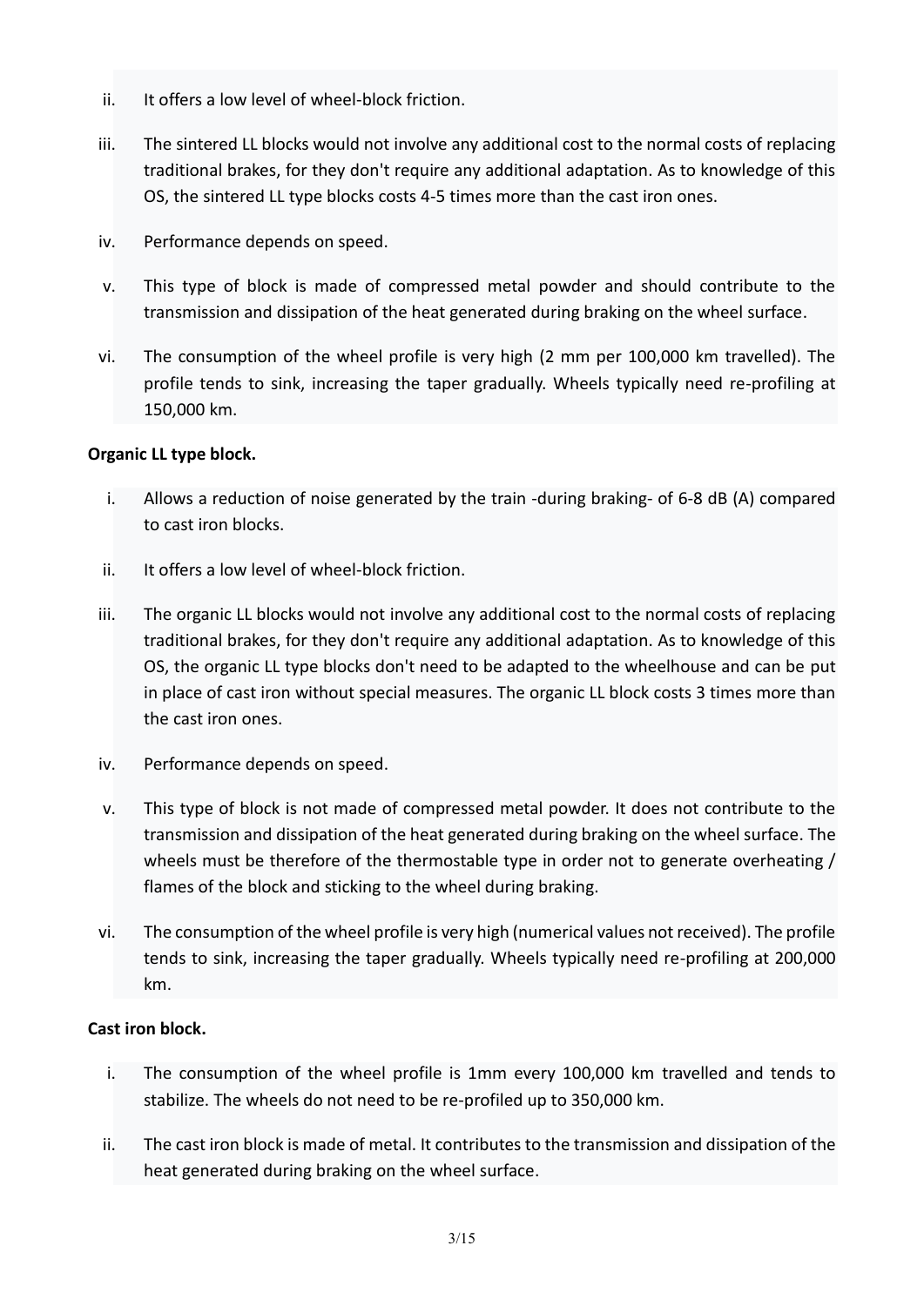ii. It offers a low level of wheel-block friction.

iii. The sintered LL blocks would not involve any additional cost to the normal costs of replacing traditional brakes, for they don't require any additional adaptation. As to knowledge of this OS, the sintered LL type blocks costs 4-5 times more than the cast iron ones.

iv. Performance depends on speed.

v. This type of block is made of compressed metal powder and should contribute to the transmission and dissipation of the heat generated during braking on the wheel surface.

vi. The consumption of the wheel profile is very high (2 mm per 100,000 km travelled). The profile tends to sink, increasing the taper gradually. Wheels typically need re-profiling at 150,000 km.

**Organic LL type block.**

i. Allows a reduction of noise generated by the train -during braking- of 6-8 dB (A) compared to cast iron blocks.

ii. It offers a low level of wheel-block friction.

iii. The organic LL blocks would not involve any additional cost to the normal costs of replacing traditional brakes, for they don't require any additional adaptation. As to knowledge of this OS, the organic LL type blocks don't need to be adapted to the wheelhouse and can be put in place of cast iron without special measures. The organic LL block costs 3 times more than the cast iron ones.

iv. Performance depends on speed.

v. This type of block is not made of compressed metal powder. It does not contribute to the transmission and dissipation of the heat generated during braking on the wheel surface. The wheels must be therefore of the thermostable type in order not to generate overheating / flames of the block and sticking to the wheel during braking.

vi. The consumption of the wheel profile is very high (numerical values not received). The profile tends to sink, increasing the taper gradually. Wheels typically need re-profiling at 200,000 km.

**Cast iron block.**

i. The consumption of the wheel profile is 1mm every 100,000 km travelled and tends to stabilize. The wheels do not need to be re-profiled up to 350,000 km.

ii. The cast iron block is made of metal. It contributes to the transmission and dissipation of the heat generated during braking on the wheel surface.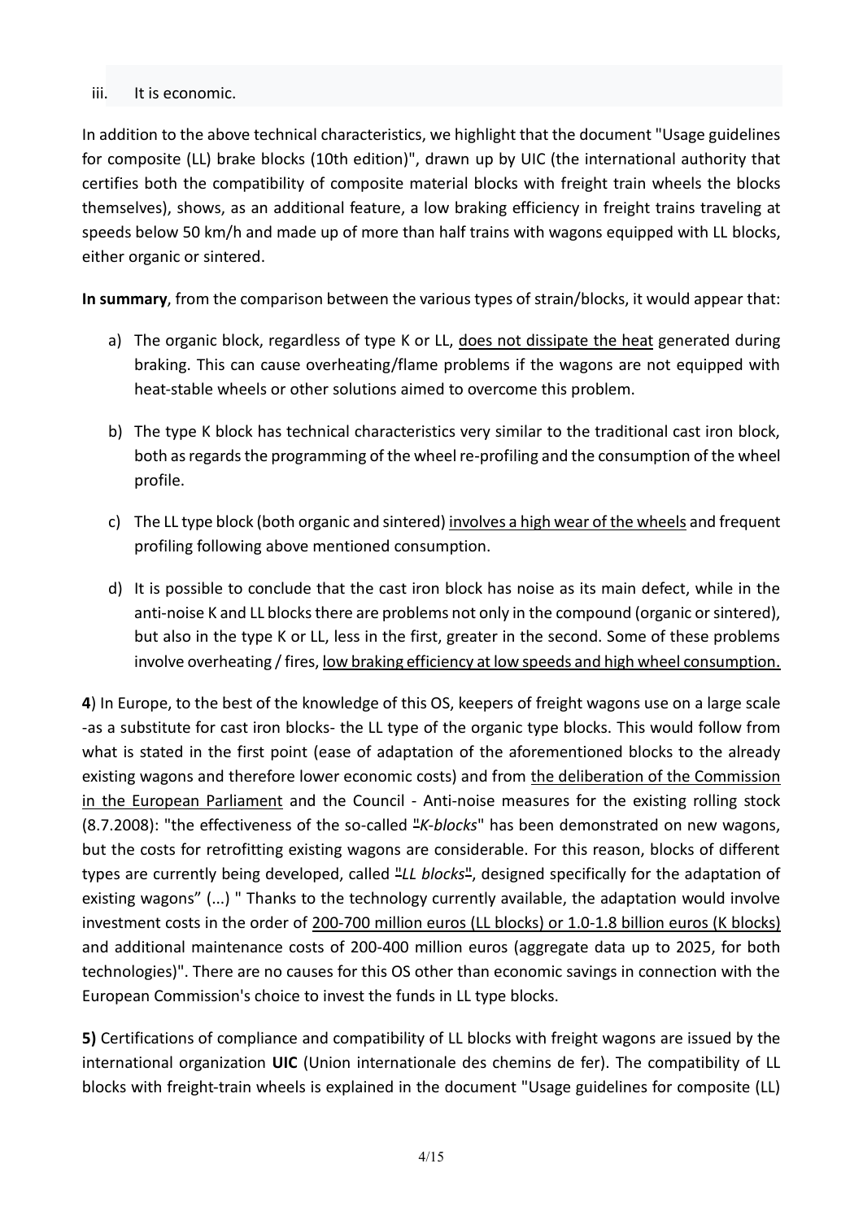iii. It is economic.

In addition to the above technical characteristics, we highlight that the document "Usage guidelines for composite (LL) brake blocks (10th edition)", drawn up by UIC (the international authority that certifies both the compatibility of composite material blocks with freight train wheels the blocks themselves), shows, as an additional feature, a low braking efficiency in freight trains traveling at speeds below 50 km/h and made up of more than half trains with wagons equipped with LL blocks, either organic or sintered.

**In summary**, from the comparison between the various types of strain/blocks, it would appear that:

a) The organic block, regardless of type K or LL, <u>does not dissipate the heat</u> generated during braking. This can cause overheating/flame problems if the wagons are not equipped with heat-stable wheels or other solutions aimed to overcome this problem.

b) The type K block has technical characteristics very similar to the traditional cast iron block, both as regards the programming of the wheel re-profiling and the consumption of the wheel profile.

c) The LL type block (both organic and sintered) <u>involves a high wear of the wheels</u> and frequent profiling following above mentioned consumption.

d) It is possible to conclude that the cast iron block has noise as its main defect, while in the anti-noise K and LL blocks there are problems not only in the compound (organic or sintered), but also in the type K or LL, less in the first, greater in the second. Some of these problems involve overheating / fires, <u>low braking efficiency at low speeds and high wheel consumption.</u>

**4**) In Europe, to the best of the knowledge of this OS, keepers of freight wagons use on a large scale -as a substitute for cast iron blocks- the LL type of the organic type blocks. This would follow from what is stated in the first point (ease of adaptation of the aforementioned blocks to the already existing wagons and therefore lower economic costs) and from <u>the deliberation of the Commission in the European Parliament</u> and the Council - Anti-noise measures for the existing rolling stock (8.7.2008): "the effectiveness of the so-called "*K-blocks*" has been demonstrated on new wagons, but the costs for retrofitting existing wagons are considerable. For this reason, blocks of different types are currently being developed, called "*LL blocks*", designed specifically for the adaptation of existing wagons" (...) " Thanks to the technology currently available, the adaptation would involve investment costs in the order of <u>200-700 million euros (LL blocks) or 1.0-1.8 billion euros (K blocks)</u> and additional maintenance costs of 200-400 million euros (aggregate data up to 2025, for both technologies)". There are no causes for this OS other than economic savings in connection with the European Commission's choice to invest the funds in LL type blocks.

**5)** Certifications of compliance and compatibility of LL blocks with freight wagons are issued by the international organization **UIC** (Union internationale des chemins de fer). The compatibility of LL blocks with freight-train wheels is explained in the document "Usage guidelines for composite (LL)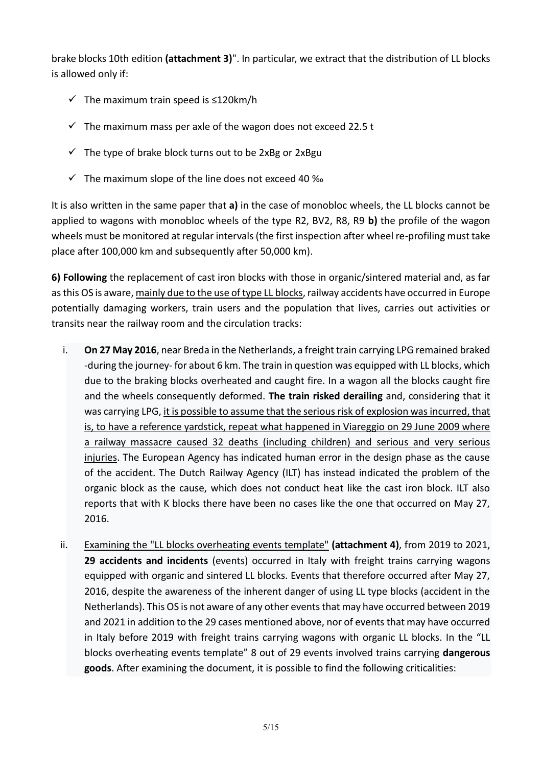brake blocks 10th edition **(attachment 3)**". In particular, we extract that the distribution of LL blocks is allowed only if:

- ✓ The maximum train speed is ≤120km/h
- ✓ The maximum mass per axle of the wagon does not exceed 22.5 t
- ✓ The type of brake block turns out to be 2xBg or 2xBgu
- ✓ The maximum slope of the line does not exceed 40 ‰

It is also written in the same paper that **a)** in the case of monobloc wheels, the LL blocks cannot be applied to wagons with monobloc wheels of the type R2, BV2, R8, R9 **b)** the profile of the wagon wheels must be monitored at regular intervals (the first inspection after wheel re-profiling must take place after 100,000 km and subsequently after 50,000 km).

**6) Following** the replacement of cast iron blocks with those in organic/sintered material and, as far as this OS is aware, <u>mainly due to the use of type LL blocks</u>, railway accidents have occurred in Europe potentially damaging workers, train users and the population that lives, carries out activities or transits near the railway room and the circulation tracks:

i. **On 27 May 2016**, near Breda in the Netherlands, a freight train carrying LPG remained braked -during the journey- for about 6 km. The train in question was equipped with LL blocks, which due to the braking blocks overheated and caught fire. In a wagon all the blocks caught fire and the wheels consequently deformed. **The train risked derailing** and, considering that it was carrying LPG, <u>it is possible to assume that the serious risk of explosion was incurred, that is, to have a reference yardstick, repeat what happened in Viareggio on 29 June 2009 where a railway massacre caused 32 deaths (including children) and serious and very serious injuries</u>. The European Agency has indicated human error in the design phase as the cause of the accident. The Dutch Railway Agency (ILT) has instead indicated the problem of the organic block as the cause, which does not conduct heat like the cast iron block. ILT also reports that with K blocks there have been no cases like the one that occurred on May 27, 2016.

ii. <u>Examining the "LL blocks overheating events template"</u> **(attachment 4)**, from 2019 to 2021, **29 accidents and incidents** (events) occurred in Italy with freight trains carrying wagons equipped with organic and sintered LL blocks. Events that therefore occurred after May 27, 2016, despite the awareness of the inherent danger of using LL type blocks (accident in the Netherlands). This OS is not aware of any other events that may have occurred between 2019 and 2021 in addition to the 29 cases mentioned above, nor of events that may have occurred in Italy before 2019 with freight trains carrying wagons with organic LL blocks. In the "LL blocks overheating events template" 8 out of 29 events involved trains carrying **dangerous goods**. After examining the document, it is possible to find the following criticalities: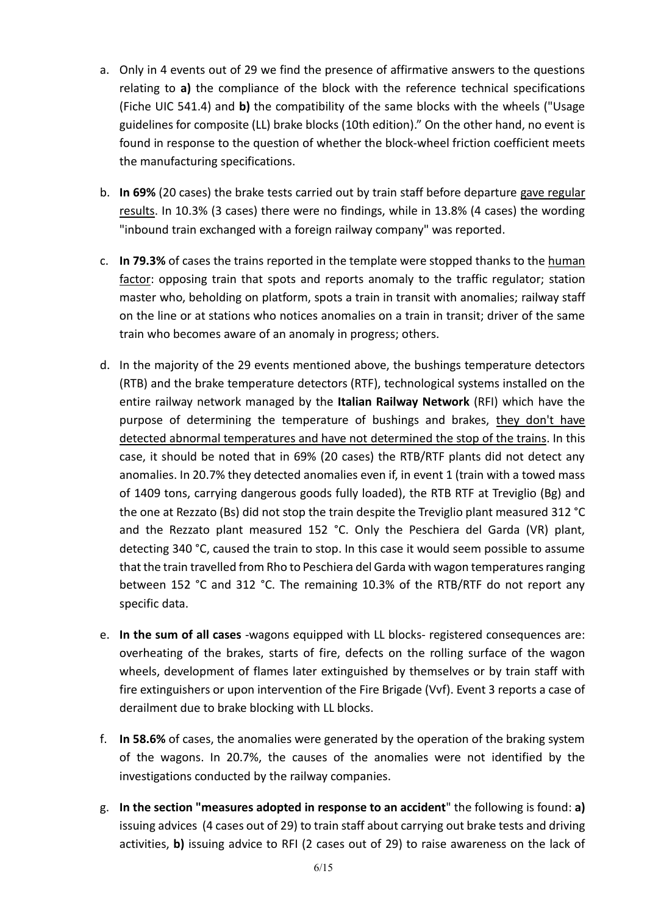a. Only in 4 events out of 29 we find the presence of affirmative answers to the questions relating to **a)** the compliance of the block with the reference technical specifications (Fiche UIC 541.4) and **b)** the compatibility of the same blocks with the wheels ("Usage guidelines for composite (LL) brake blocks (10th edition)." On the other hand, no event is found in response to the question of whether the block-wheel friction coefficient meets the manufacturing specifications.

b. **In 69%** (20 cases) the brake tests carried out by train staff before departure gave regular results. In 10.3% (3 cases) there were no findings, while in 13.8% (4 cases) the wording "inbound train exchanged with a foreign railway company" was reported.

c. **In 79.3%** of cases the trains reported in the template were stopped thanks to the human factor: opposing train that spots and reports anomaly to the traffic regulator; station master who, beholding on platform, spots a train in transit with anomalies; railway staff on the line or at stations who notices anomalies on a train in transit; driver of the same train who becomes aware of an anomaly in progress; others.

d. In the majority of the 29 events mentioned above, the bushings temperature detectors (RTB) and the brake temperature detectors (RTF), technological systems installed on the entire railway network managed by the **Italian Railway Network** (RFI) which have the purpose of determining the temperature of bushings and brakes, they don't have detected abnormal temperatures and have not determined the stop of the trains. In this case, it should be noted that in 69% (20 cases) the RTB/RTF plants did not detect any anomalies. In 20.7% they detected anomalies even if, in event 1 (train with a towed mass of 1409 tons, carrying dangerous goods fully loaded), the RTB RTF at Treviglio (Bg) and the one at Rezzato (Bs) did not stop the train despite the Treviglio plant measured 312 °C and the Rezzato plant measured 152 °C. Only the Peschiera del Garda (VR) plant, detecting 340 °C, caused the train to stop. In this case it would seem possible to assume that the train travelled from Rho to Peschiera del Garda with wagon temperatures ranging between 152 °C and 312 °C. The remaining 10.3% of the RTB/RTF do not report any specific data.

e. **In the sum of all cases** -wagons equipped with LL blocks- registered consequences are: overheating of the brakes, starts of fire, defects on the rolling surface of the wagon wheels, development of flames later extinguished by themselves or by train staff with fire extinguishers or upon intervention of the Fire Brigade (Vvf). Event 3 reports a case of derailment due to brake blocking with LL blocks.

f. **In 58.6%** of cases, the anomalies were generated by the operation of the braking system of the wagons. In 20.7%, the causes of the anomalies were not identified by the investigations conducted by the railway companies.

g. **In the section "measures adopted in response to an accident**" the following is found: **a)** issuing advices (4 cases out of 29) to train staff about carrying out brake tests and driving activities, **b)** issuing advice to RFI (2 cases out of 29) to raise awareness on the lack of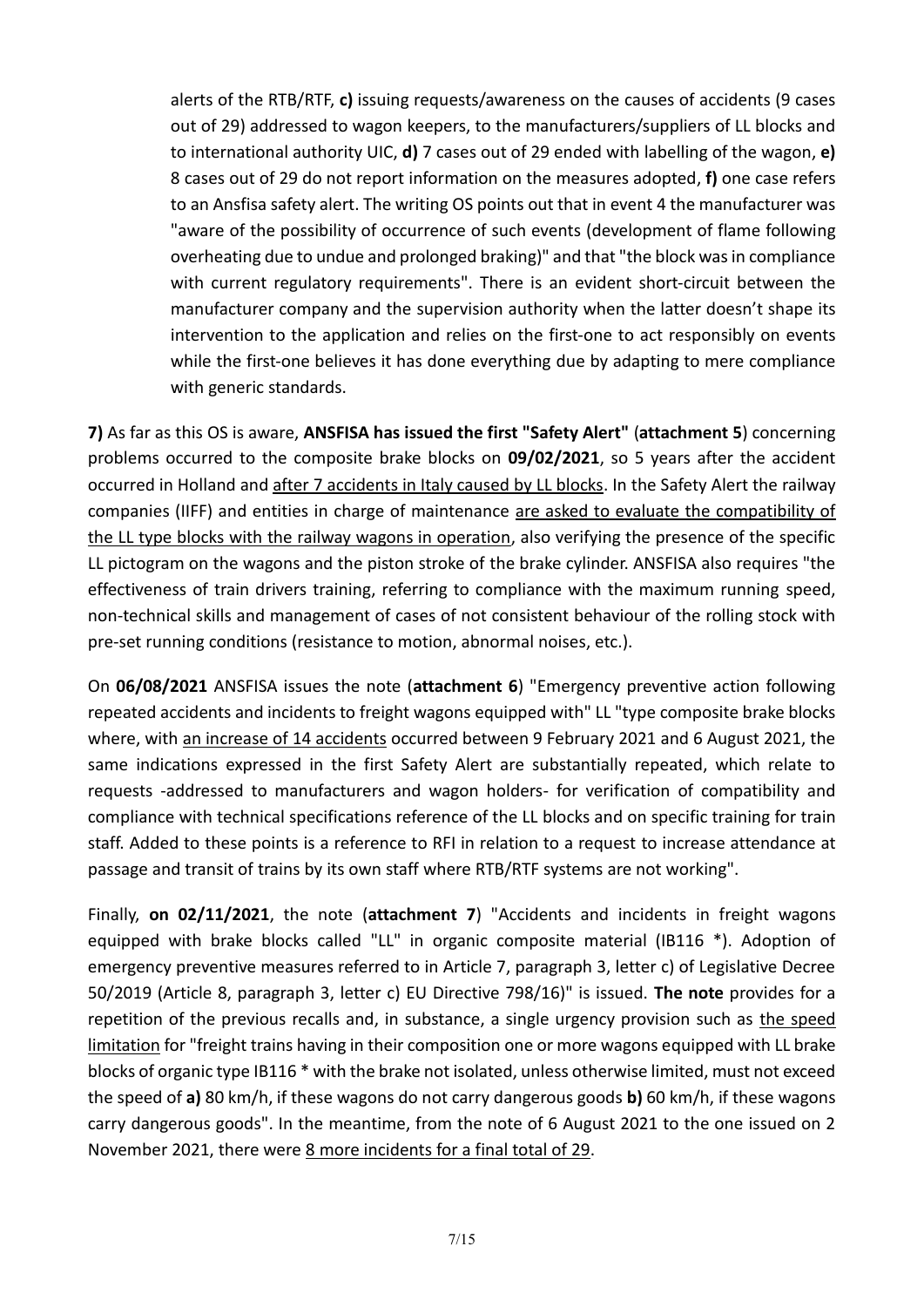alerts of the RTB/RTF, **c)** issuing requests/awareness on the causes of accidents (9 cases out of 29) addressed to wagon keepers, to the manufacturers/suppliers of LL blocks and to international authority UIC, **d)** 7 cases out of 29 ended with labelling of the wagon, **e)** 8 cases out of 29 do not report information on the measures adopted, **f)** one case refers to an Ansfisa safety alert. The writing OS points out that in event 4 the manufacturer was "aware of the possibility of occurrence of such events (development of flame following overheating due to undue and prolonged braking)" and that "the block was in compliance with current regulatory requirements". There is an evident short-circuit between the manufacturer company and the supervision authority when the latter doesn't shape its intervention to the application and relies on the first-one to act responsibly on events while the first-one believes it has done everything due by adapting to mere compliance with generic standards.

**7)** As far as this OS is aware, **ANSFISA has issued the first "Safety Alert"** (**attachment 5**) concerning problems occurred to the composite brake blocks on **09/02/2021**, so 5 years after the accident occurred in Holland and <u>after 7 accidents in Italy caused by LL blocks</u>. In the Safety Alert the railway companies (IIFF) and entities in charge of maintenance <u>are asked to evaluate the compatibility of the LL type blocks with the railway wagons in operation</u>, also verifying the presence of the specific LL pictogram on the wagons and the piston stroke of the brake cylinder. ANSFISA also requires "the effectiveness of train drivers training, referring to compliance with the maximum running speed, non-technical skills and management of cases of not consistent behaviour of the rolling stock with pre-set running conditions (resistance to motion, abnormal noises, etc.).

On **06/08/2021** ANSFISA issues the note (**attachment 6**) "Emergency preventive action following repeated accidents and incidents to freight wagons equipped with" LL "type composite brake blocks where, with <u>an increase of 14 accidents</u> occurred between 9 February 2021 and 6 August 2021, the same indications expressed in the first Safety Alert are substantially repeated, which relate to requests -addressed to manufacturers and wagon holders- for verification of compatibility and compliance with technical specifications reference of the LL blocks and on specific training for train staff. Added to these points is a reference to RFI in relation to a request to increase attendance at passage and transit of trains by its own staff where RTB/RTF systems are not working".

Finally, **on 02/11/2021**, the note (**attachment 7**) "Accidents and incidents in freight wagons equipped with brake blocks called "LL" in organic composite material (IB116 *). Adoption of emergency preventive measures referred to in Article 7, paragraph 3, letter c) of Legislative Decree 50/2019 (Article 8, paragraph 3, letter c) EU Directive 798/16)" is issued. **The note** provides for a repetition of the previous recalls and, in substance, a single urgency provision such as <u>the speed limitation</u> for "freight trains having in their composition one or more wagons equipped with LL brake blocks of organic type IB116 * with the brake not isolated, unless otherwise limited, must not exceed the speed of **a)** 80 km/h, if these wagons do not carry dangerous goods **b)** 60 km/h, if these wagons carry dangerous goods". In the meantime, from the note of 6 August 2021 to the one issued on 2 November 2021, there were <u>8 more incidents for a final total of 29</u>.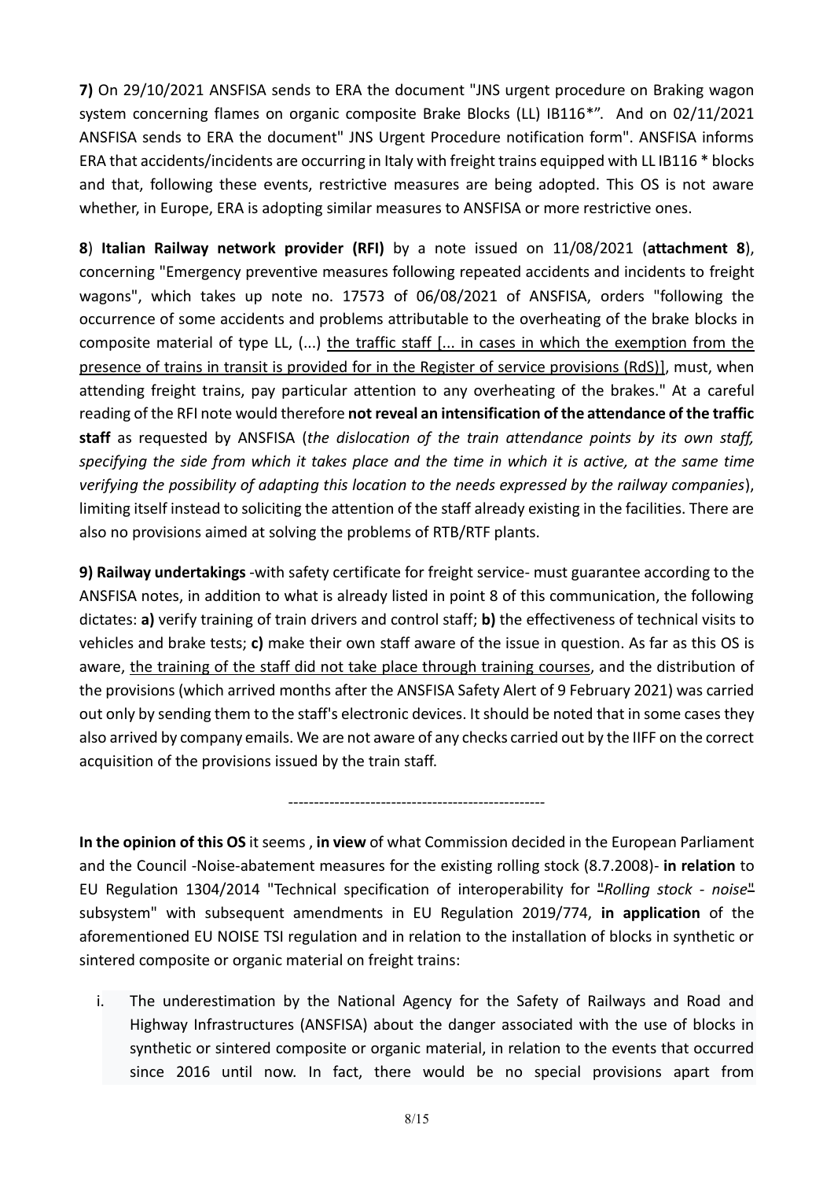**7)** On 29/10/2021 ANSFISA sends to ERA the document "JNS urgent procedure on Braking wagon system concerning flames on organic composite Brake Blocks (LL) IB116*". And on 02/11/2021 ANSFISA sends to ERA the document" JNS Urgent Procedure notification form". ANSFISA informs ERA that accidents/incidents are occurring in Italy with freight trains equipped with LL IB116 * blocks and that, following these events, restrictive measures are being adopted. This OS is not aware whether, in Europe, ERA is adopting similar measures to ANSFISA or more restrictive ones.

**8**) **Italian Railway network provider (RFI)** by a note issued on 11/08/2021 (**attachment 8**), concerning "Emergency preventive measures following repeated accidents and incidents to freight wagons", which takes up note no. 17573 of 06/08/2021 of ANSFISA, orders "following the occurrence of some accidents and problems attributable to the overheating of the brake blocks in composite material of type LL, (...) <u>the traffic staff [... in cases in which the exemption from the presence of trains in transit is provided for in the Register of service provisions (RdS)]</u>, must, when attending freight trains, pay particular attention to any overheating of the brakes." At a careful reading of the RFI note would therefore **not reveal an intensification of the attendance of the traffic staff** as requested by ANSFISA (*the dislocation of the train attendance points by its own staff, specifying the side from which it takes place and the time in which it is active, at the same time verifying the possibility of adapting this location to the needs expressed by the railway companies*), limiting itself instead to soliciting the attention of the staff already existing in the facilities. There are also no provisions aimed at solving the problems of RTB/RTF plants.

**9) Railway undertakings** -with safety certificate for freight service- must guarantee according to the ANSFISA notes, in addition to what is already listed in point 8 of this communication, the following dictates: **a)** verify training of train drivers and control staff; **b)** the effectiveness of technical visits to vehicles and brake tests; **c)** make their own staff aware of the issue in question. As far as this OS is aware, <u>the training of the staff did not take place through training courses</u>, and the distribution of the provisions (which arrived months after the ANSFISA Safety Alert of 9 February 2021) was carried out only by sending them to the staff's electronic devices. It should be noted that in some cases they also arrived by company emails. We are not aware of any checks carried out by the IIFF on the correct acquisition of the provisions issued by the train staff.

---

**In the opinion of this OS** it seems , **in view** of what Commission decided in the European Parliament and the Council -Noise-abatement measures for the existing rolling stock (8.7.2008)- **in relation** to EU Regulation 1304/2014 "Technical specification of interoperability for "*Rolling stock - noise*" subsystem" with subsequent amendments in EU Regulation 2019/774, **in application** of the aforementioned EU NOISE TSI regulation and in relation to the installation of blocks in synthetic or sintered composite or organic material on freight trains:

i. The underestimation by the National Agency for the Safety of Railways and Road and Highway Infrastructures (ANSFISA) about the danger associated with the use of blocks in synthetic or sintered composite or organic material, in relation to the events that occurred since 2016 until now. In fact, there would be no special provisions apart from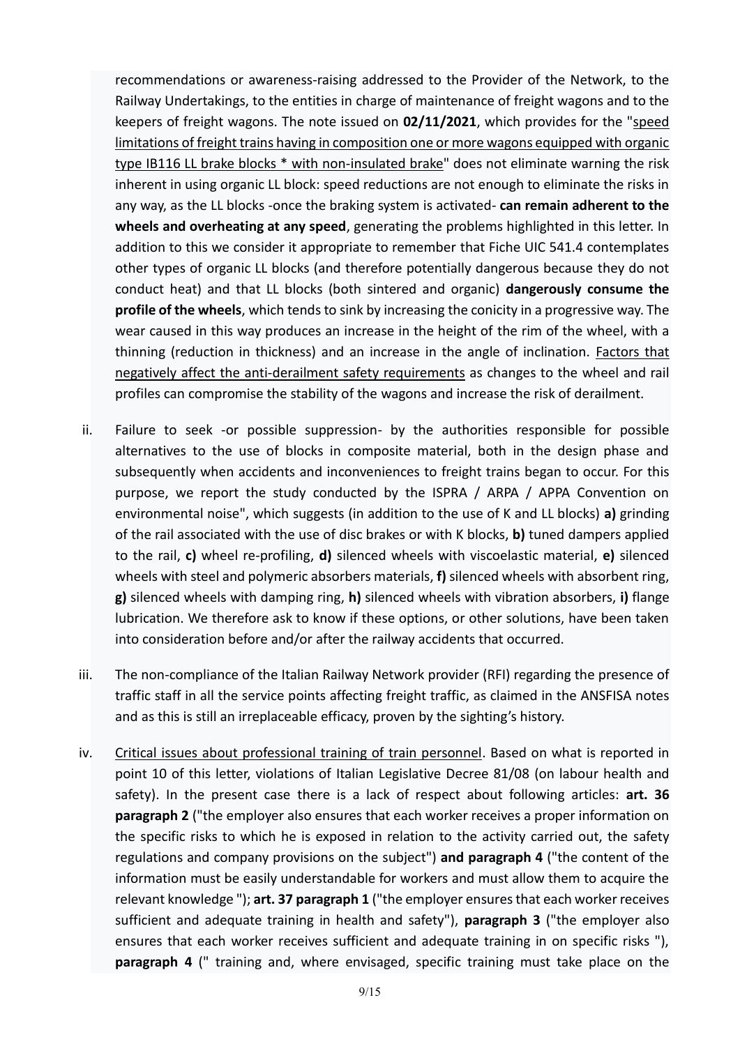recommendations or awareness-raising addressed to the Provider of the Network, to the Railway Undertakings, to the entities in charge of maintenance of freight wagons and to the keepers of freight wagons. The note issued on **02/11/2021**, which provides for the "speed limitations of freight trains having in composition one or more wagons equipped with organic type IB116 LL brake blocks * with non-insulated brake" does not eliminate warning the risk inherent in using organic LL block: speed reductions are not enough to eliminate the risks in any way, as the LL blocks -once the braking system is activated- **can remain adherent to the wheels and overheating at any speed**, generating the problems highlighted in this letter. In addition to this we consider it appropriate to remember that Fiche UIC 541.4 contemplates other types of organic LL blocks (and therefore potentially dangerous because they do not conduct heat) and that LL blocks (both sintered and organic) **dangerously consume the profile of the wheels**, which tends to sink by increasing the conicity in a progressive way. The wear caused in this way produces an increase in the height of the rim of the wheel, with a thinning (reduction in thickness) and an increase in the angle of inclination. Factors that negatively affect the anti-derailment safety requirements as changes to the wheel and rail profiles can compromise the stability of the wagons and increase the risk of derailment.

ii. Failure to seek -or possible suppression- by the authorities responsible for possible alternatives to the use of blocks in composite material, both in the design phase and subsequently when accidents and inconveniences to freight trains began to occur. For this purpose, we report the study conducted by the ISPRA / ARPA / APPA Convention on environmental noise", which suggests (in addition to the use of K and LL blocks) **a)** grinding of the rail associated with the use of disc brakes or with K blocks, **b)** tuned dampers applied to the rail, **c)** wheel re-profiling, **d)** silenced wheels with viscoelastic material, **e)** silenced wheels with steel and polymeric absorbers materials, **f)** silenced wheels with absorbent ring, **g)** silenced wheels with damping ring, **h)** silenced wheels with vibration absorbers, **i)** flange lubrication. We therefore ask to know if these options, or other solutions, have been taken into consideration before and/or after the railway accidents that occurred.

iii. The non-compliance of the Italian Railway Network provider (RFI) regarding the presence of traffic staff in all the service points affecting freight traffic, as claimed in the ANSFISA notes and as this is still an irreplaceable efficacy, proven by the sighting's history.

iv. Critical issues about professional training of train personnel. Based on what is reported in point 10 of this letter, violations of Italian Legislative Decree 81/08 (on labour health and safety). In the present case there is a lack of respect about following articles: **art. 36 paragraph 2** ("the employer also ensures that each worker receives a proper information on the specific risks to which he is exposed in relation to the activity carried out, the safety regulations and company provisions on the subject") **and paragraph 4** ("the content of the information must be easily understandable for workers and must allow them to acquire the relevant knowledge "); **art. 37 paragraph 1** ("the employer ensures that each worker receives sufficient and adequate training in health and safety"), **paragraph 3** ("the employer also ensures that each worker receives sufficient and adequate training in on specific risks "), **paragraph 4** (" training and, where envisaged, specific training must take place on the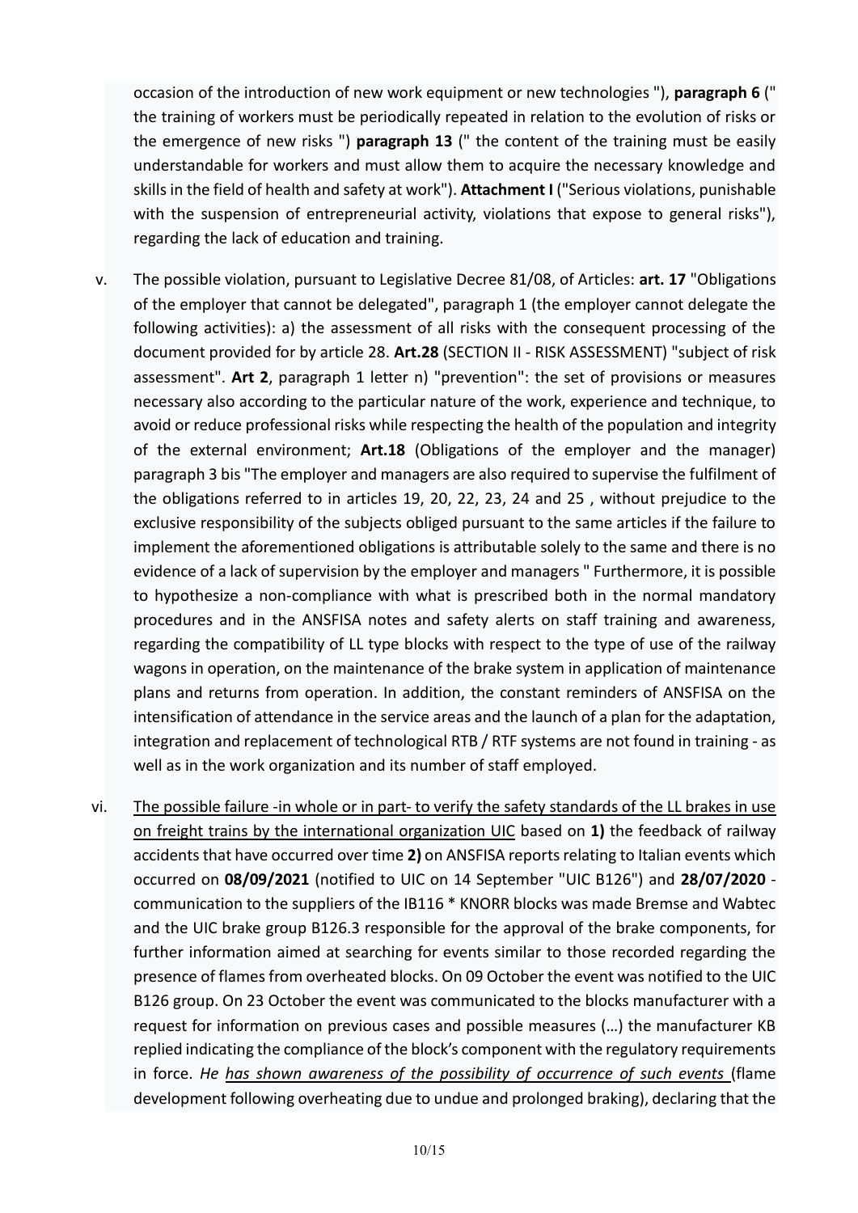occasion of the introduction of new work equipment or new technologies "), **paragraph 6** (" the training of workers must be periodically repeated in relation to the evolution of risks or the emergence of new risks ") **paragraph 13** (" the content of the training must be easily understandable for workers and must allow them to acquire the necessary knowledge and skills in the field of health and safety at work"). **Attachment I** ("Serious violations, punishable with the suspension of entrepreneurial activity, violations that expose to general risks"), regarding the lack of education and training.

v. The possible violation, pursuant to Legislative Decree 81/08, of Articles: **art. 17** "Obligations of the employer that cannot be delegated", paragraph 1 (the employer cannot delegate the following activities): a) the assessment of all risks with the consequent processing of the document provided for by article 28. **Art.28** (SECTION II - RISK ASSESSMENT) "subject of risk assessment". **Art 2**, paragraph 1 letter n) "prevention": the set of provisions or measures necessary also according to the particular nature of the work, experience and technique, to avoid or reduce professional risks while respecting the health of the population and integrity of the external environment; **Art.18** (Obligations of the employer and the manager) paragraph 3 bis "The employer and managers are also required to supervise the fulfilment of the obligations referred to in articles 19, 20, 22, 23, 24 and 25 , without prejudice to the exclusive responsibility of the subjects obliged pursuant to the same articles if the failure to implement the aforementioned obligations is attributable solely to the same and there is no evidence of a lack of supervision by the employer and managers " Furthermore, it is possible to hypothesize a non-compliance with what is prescribed both in the normal mandatory procedures and in the ANSFISA notes and safety alerts on staff training and awareness, regarding the compatibility of LL type blocks with respect to the type of use of the railway wagons in operation, on the maintenance of the brake system in application of maintenance plans and returns from operation. In addition, the constant reminders of ANSFISA on the intensification of attendance in the service areas and the launch of a plan for the adaptation, integration and replacement of technological RTB / RTF systems are not found in training - as well as in the work organization and its number of staff employed.

vi. <u>The possible failure -in whole or in part- to verify the safety standards of the LL brakes in use on freight trains by the international organization UIC</u> based on **1)** the feedback of railway accidents that have occurred over time **2)** on ANSFISA reports relating to Italian events which occurred on **08/09/2021** (notified to UIC on 14 September "UIC B126") and **28/07/2020** - communication to the suppliers of the IB116 * KNORR blocks was made Bremse and Wabtec and the UIC brake group B126.3 responsible for the approval of the brake components, for further information aimed at searching for events similar to those recorded regarding the presence of flames from overheated blocks. On 09 October the event was notified to the UIC B126 group. On 23 October the event was communicated to the blocks manufacturer with a request for information on previous cases and possible measures (…) the manufacturer KB replied indicating the compliance of the block's component with the regulatory requirements in force. *He <u>has shown awareness of the possibility of occurrence of such events</u>* (flame development following overheating due to undue and prolonged braking), declaring that the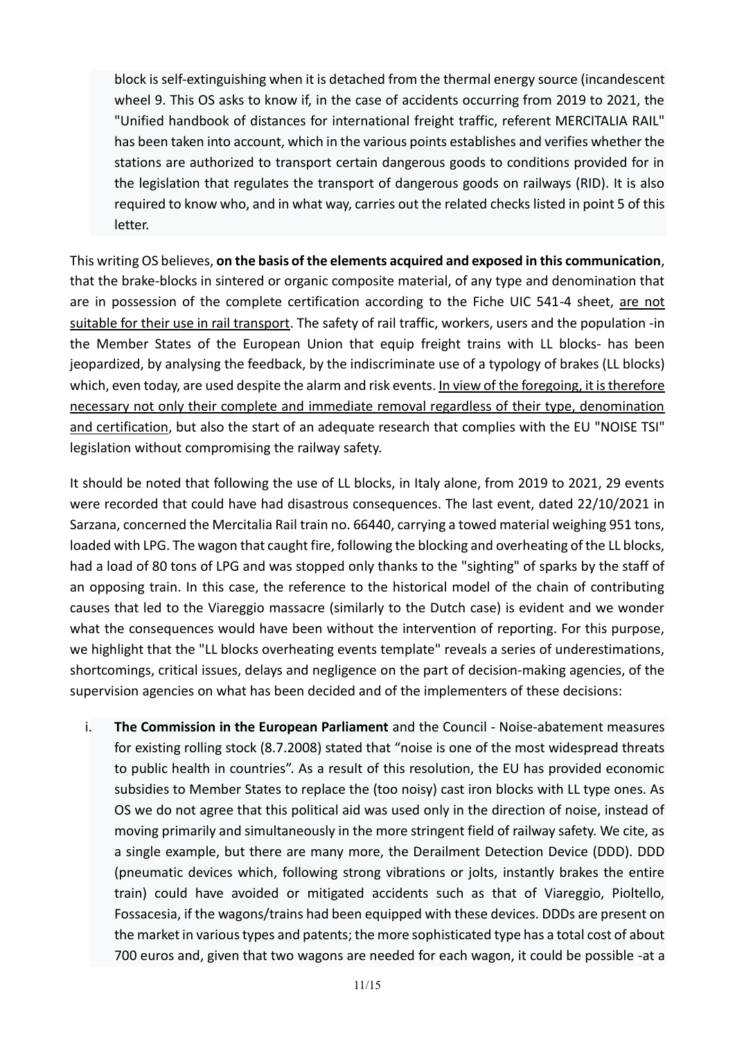block is self-extinguishing when it is detached from the thermal energy source (incandescent wheel 9. This OS asks to know if, in the case of accidents occurring from 2019 to 2021, the "Unified handbook of distances for international freight traffic, referent MERCITALIA RAIL" has been taken into account, which in the various points establishes and verifies whether the stations are authorized to transport certain dangerous goods to conditions provided for in the legislation that regulates the transport of dangerous goods on railways (RID). It is also required to know who, and in what way, carries out the related checks listed in point 5 of this letter.

This writing OS believes, **on the basis of the elements acquired and exposed in this communication**, that the brake-blocks in sintered or organic composite material, of any type and denomination that are in possession of the complete certification according to the Fiche UIC 541-4 sheet, <u>are not suitable for their use in rail transport</u>. The safety of rail traffic, workers, users and the population -in the Member States of the European Union that equip freight trains with LL blocks- has been jeopardized, by analysing the feedback, by the indiscriminate use of a typology of brakes (LL blocks) which, even today, are used despite the alarm and risk events. <u>In view of the foregoing, it is therefore necessary not only their complete and immediate removal regardless of their type, denomination and certification</u>, but also the start of an adequate research that complies with the EU "NOISE TSI" legislation without compromising the railway safety.

It should be noted that following the use of LL blocks, in Italy alone, from 2019 to 2021, 29 events were recorded that could have had disastrous consequences. The last event, dated 22/10/2021 in Sarzana, concerned the Mercitalia Rail train no. 66440, carrying a towed material weighing 951 tons, loaded with LPG. The wagon that caught fire, following the blocking and overheating of the LL blocks, had a load of 80 tons of LPG and was stopped only thanks to the "sighting" of sparks by the staff of an opposing train. In this case, the reference to the historical model of the chain of contributing causes that led to the Viareggio massacre (similarly to the Dutch case) is evident and we wonder what the consequences would have been without the intervention of reporting. For this purpose, we highlight that the "LL blocks overheating events template" reveals a series of underestimations, shortcomings, critical issues, delays and negligence on the part of decision-making agencies, of the supervision agencies on what has been decided and of the implementers of these decisions:

i. **The Commission in the European Parliament** and the Council - Noise-abatement measures for existing rolling stock (8.7.2008) stated that "noise is one of the most widespread threats to public health in countries". As a result of this resolution, the EU has provided economic subsidies to Member States to replace the (too noisy) cast iron blocks with LL type ones. As OS we do not agree that this political aid was used only in the direction of noise, instead of moving primarily and simultaneously in the more stringent field of railway safety. We cite, as a single example, but there are many more, the Derailment Detection Device (DDD). DDD (pneumatic devices which, following strong vibrations or jolts, instantly brakes the entire train) could have avoided or mitigated accidents such as that of Viareggio, Pioltello, Fossacesia, if the wagons/trains had been equipped with these devices. DDDs are present on the market in various types and patents; the more sophisticated type has a total cost of about 700 euros and, given that two wagons are needed for each wagon, it could be possible -at a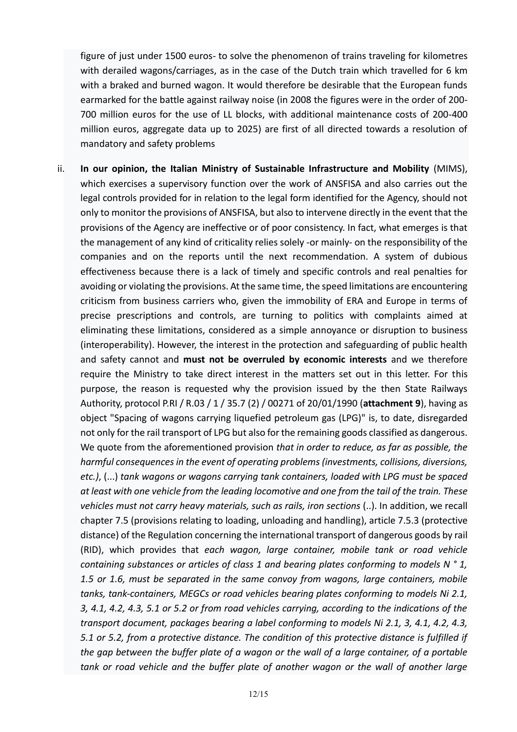figure of just under 1500 euros- to solve the phenomenon of trains traveling for kilometres with derailed wagons/carriages, as in the case of the Dutch train which travelled for 6 km with a braked and burned wagon. It would therefore be desirable that the European funds earmarked for the battle against railway noise (in 2008 the figures were in the order of 200-700 million euros for the use of LL blocks, with additional maintenance costs of 200-400 million euros, aggregate data up to 2025) are first of all directed towards a resolution of mandatory and safety problems

ii. **In our opinion, the Italian Ministry of Sustainable Infrastructure and Mobility** (MIMS), which exercises a supervisory function over the work of ANSFISA and also carries out the legal controls provided for in relation to the legal form identified for the Agency, should not only to monitor the provisions of ANSFISA, but also to intervene directly in the event that the provisions of the Agency are ineffective or of poor consistency. In fact, what emerges is that the management of any kind of criticality relies solely -or mainly- on the responsibility of the companies and on the reports until the next recommendation. A system of dubious effectiveness because there is a lack of timely and specific controls and real penalties for avoiding or violating the provisions. At the same time, the speed limitations are encountering criticism from business carriers who, given the immobility of ERA and Europe in terms of precise prescriptions and controls, are turning to politics with complaints aimed at eliminating these limitations, considered as a simple annoyance or disruption to business (interoperability). However, the interest in the protection and safeguarding of public health and safety cannot and **must not be overruled by economic interests** and we therefore require the Ministry to take direct interest in the matters set out in this letter. For this purpose, the reason is requested why the provision issued by the then State Railways Authority, protocol P.RI / R.03 / 1 / 35.7 (2) / 00271 of 20/01/1990 (**attachment 9**), having as object "Spacing of wagons carrying liquefied petroleum gas (LPG)" is, to date, disregarded not only for the rail transport of LPG but also for the remaining goods classified as dangerous. We quote from the aforementioned provision *that in order to reduce, as far as possible, the harmful consequences in the event of operating problems (investments, collisions, diversions, etc.)*, (...) *tank wagons or wagons carrying tank containers, loaded with LPG must be spaced at least with one vehicle from the leading locomotive and one from the tail of the train. These vehicles must not carry heavy materials, such as rails, iron sections* (..). In addition, we recall chapter 7.5 (provisions relating to loading, unloading and handling), article 7.5.3 (protective distance) of the Regulation concerning the international transport of dangerous goods by rail (RID), which provides that *each wagon, large container, mobile tank or road vehicle containing substances or articles of class 1 and bearing plates conforming to models N ° 1, 1.5 or 1.6, must be separated in the same convoy from wagons, large containers, mobile tanks, tank-containers, MEGCs or road vehicles bearing plates conforming to models Ni 2.1, 3, 4.1, 4.2, 4.3, 5.1 or 5.2 or from road vehicles carrying, according to the indications of the transport document, packages bearing a label conforming to models Ni 2.1, 3, 4.1, 4.2, 4.3, 5.1 or 5.2, from a protective distance. The condition of this protective distance is fulfilled if the gap between the buffer plate of a wagon or the wall of a large container, of a portable tank or road vehicle and the buffer plate of another wagon or the wall of another large*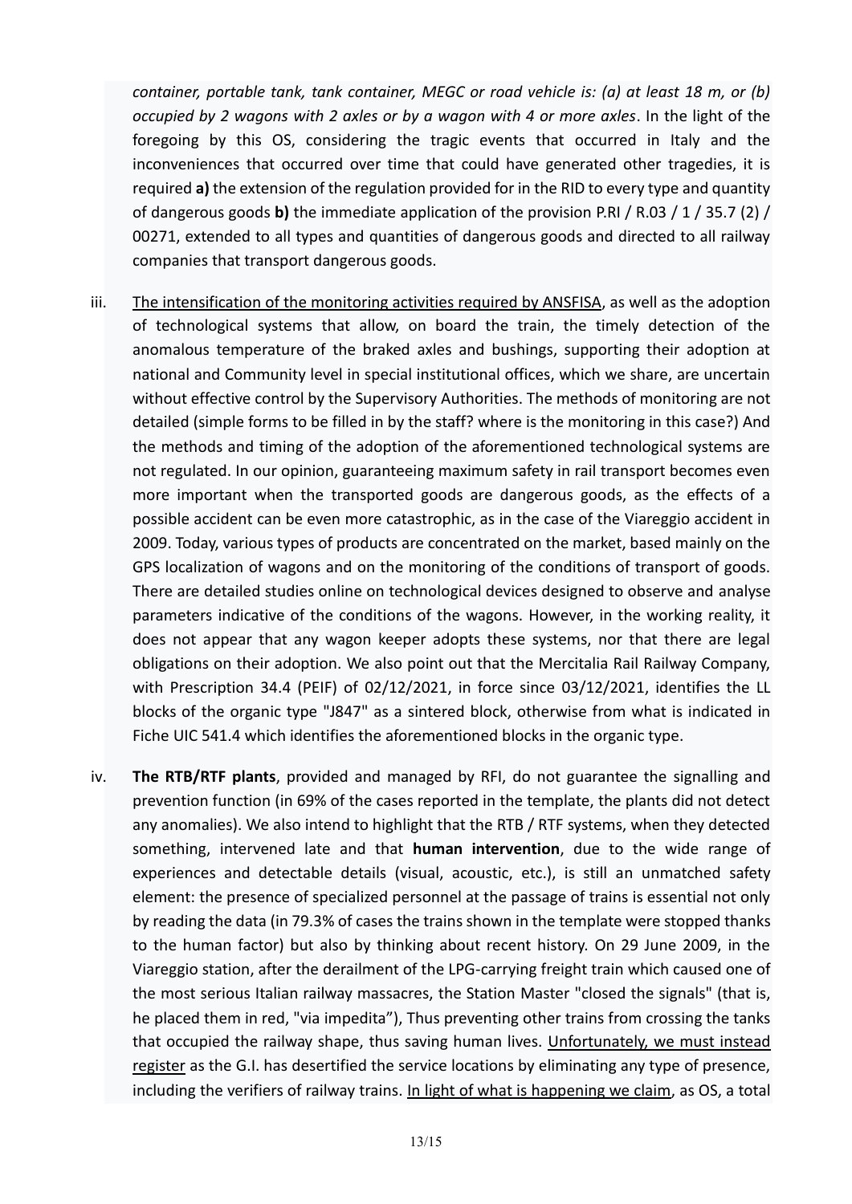*container, portable tank, tank container, MEGC or road vehicle is: (a) at least 18 m, or (b) occupied by 2 wagons with 2 axles or by a wagon with 4 or more axles*. In the light of the foregoing by this OS, considering the tragic events that occurred in Italy and the inconveniences that occurred over time that could have generated other tragedies, it is required **a)** the extension of the regulation provided for in the RID to every type and quantity of dangerous goods **b)** the immediate application of the provision P.RI / R.03 / 1 / 35.7 (2) / 00271, extended to all types and quantities of dangerous goods and directed to all railway companies that transport dangerous goods.

iii. <u>The intensification of the monitoring activities required by ANSFISA</u>, as well as the adoption of technological systems that allow, on board the train, the timely detection of the anomalous temperature of the braked axles and bushings, supporting their adoption at national and Community level in special institutional offices, which we share, are uncertain without effective control by the Supervisory Authorities. The methods of monitoring are not detailed (simple forms to be filled in by the staff? where is the monitoring in this case?) And the methods and timing of the adoption of the aforementioned technological systems are not regulated. In our opinion, guaranteeing maximum safety in rail transport becomes even more important when the transported goods are dangerous goods, as the effects of a possible accident can be even more catastrophic, as in the case of the Viareggio accident in 2009. Today, various types of products are concentrated on the market, based mainly on the GPS localization of wagons and on the monitoring of the conditions of transport of goods. There are detailed studies online on technological devices designed to observe and analyse parameters indicative of the conditions of the wagons. However, in the working reality, it does not appear that any wagon keeper adopts these systems, nor that there are legal obligations on their adoption. We also point out that the Mercitalia Rail Railway Company, with Prescription 34.4 (PEIF) of 02/12/2021, in force since 03/12/2021, identifies the LL blocks of the organic type "J847" as a sintered block, otherwise from what is indicated in Fiche UIC 541.4 which identifies the aforementioned blocks in the organic type.

iv. **The RTB/RTF plants**, provided and managed by RFI, do not guarantee the signalling and prevention function (in 69% of the cases reported in the template, the plants did not detect any anomalies). We also intend to highlight that the RTB / RTF systems, when they detected something, intervened late and that **human intervention**, due to the wide range of experiences and detectable details (visual, acoustic, etc.), is still an unmatched safety element: the presence of specialized personnel at the passage of trains is essential not only by reading the data (in 79.3% of cases the trains shown in the template were stopped thanks to the human factor) but also by thinking about recent history. On 29 June 2009, in the Viareggio station, after the derailment of the LPG-carrying freight train which caused one of the most serious Italian railway massacres, the Station Master "closed the signals" (that is, he placed them in red, "via impedita"), Thus preventing other trains from crossing the tanks that occupied the railway shape, thus saving human lives. <u>Unfortunately, we must instead register</u> as the G.I. has desertified the service locations by eliminating any type of presence, including the verifiers of railway trains. <u>In light of what is happening we claim</u>, as OS, a total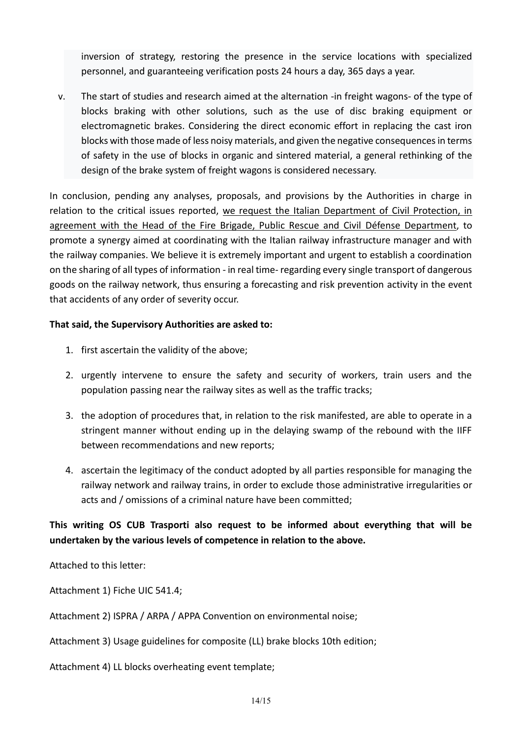inversion of strategy, restoring the presence in the service locations with specialized personnel, and guaranteeing verification posts 24 hours a day, 365 days a year.

v. The start of studies and research aimed at the alternation -in freight wagons- of the type of blocks braking with other solutions, such as the use of disc braking equipment or electromagnetic brakes. Considering the direct economic effort in replacing the cast iron blocks with those made of less noisy materials, and given the negative consequences in terms of safety in the use of blocks in organic and sintered material, a general rethinking of the design of the brake system of freight wagons is considered necessary.

In conclusion, pending any analyses, proposals, and provisions by the Authorities in charge in relation to the critical issues reported, <u>we request the Italian Department of Civil Protection, in agreement with the Head of the Fire Brigade, Public Rescue and Civil Défense Department</u>, to promote a synergy aimed at coordinating with the Italian railway infrastructure manager and with the railway companies. We believe it is extremely important and urgent to establish a coordination on the sharing of all types of information - in real time- regarding every single transport of dangerous goods on the railway network, thus ensuring a forecasting and risk prevention activity in the event that accidents of any order of severity occur.

**That said, the Supervisory Authorities are asked to:**

1. first ascertain the validity of the above;
2. urgently intervene to ensure the safety and security of workers, train users and the population passing near the railway sites as well as the traffic tracks;
3. the adoption of procedures that, in relation to the risk manifested, are able to operate in a stringent manner without ending up in the delaying swamp of the rebound with the IIFF between recommendations and new reports;
4. ascertain the legitimacy of the conduct adopted by all parties responsible for managing the railway network and railway trains, in order to exclude those administrative irregularities or acts and / omissions of a criminal nature have been committed;

**This writing OS CUB Trasporti also request to be informed about everything that will be undertaken by the various levels of competence in relation to the above.**

Attached to this letter:

Attachment 1) Fiche UIC 541.4;

Attachment 2) ISPRA / ARPA / APPA Convention on environmental noise;

Attachment 3) Usage guidelines for composite (LL) brake blocks 10th edition;

Attachment 4) LL blocks overheating event template;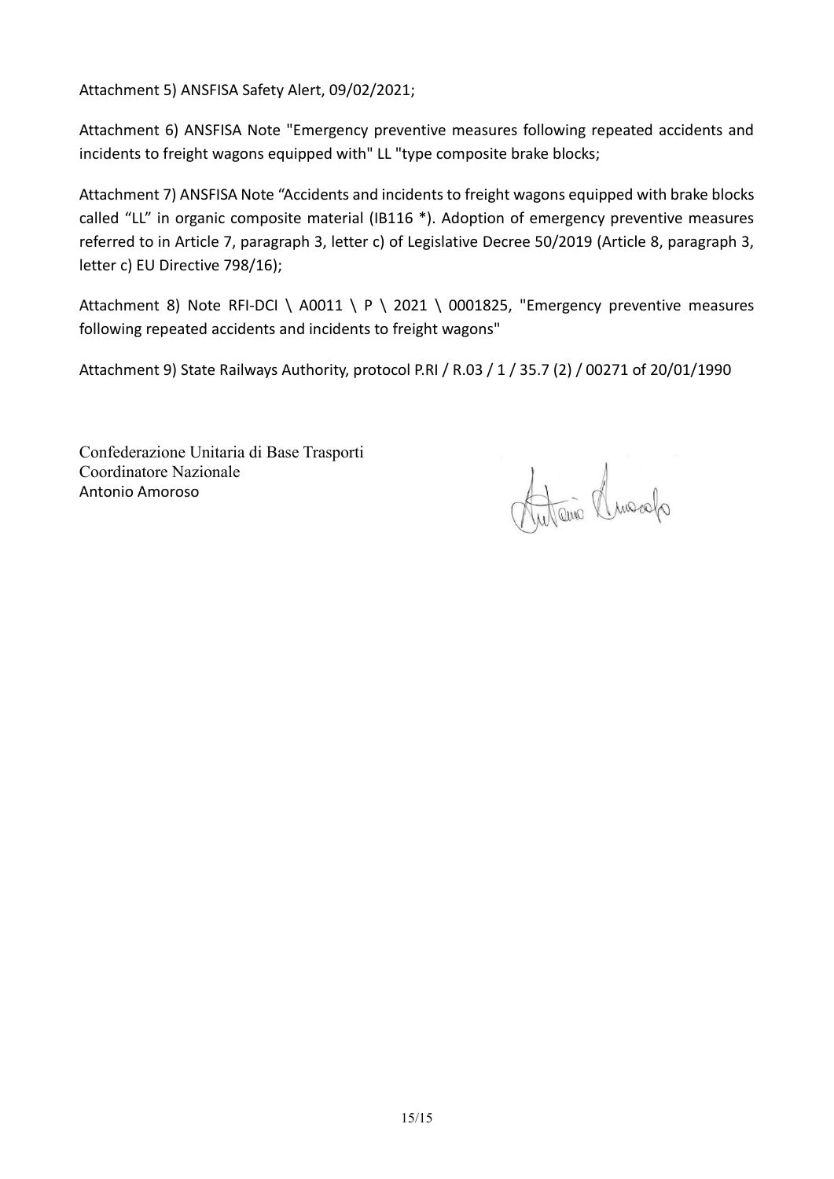Attachment 5) ANSFISA Safety Alert, 09/02/2021;

Attachment 6) ANSFISA Note "Emergency preventive measures following repeated accidents and incidents to freight wagons equipped with" LL "type composite brake blocks;

Attachment 7) ANSFISA Note "Accidents and incidents to freight wagons equipped with brake blocks called "LL" in organic composite material (IB116 *). Adoption of emergency preventive measures referred to in Article 7, paragraph 3, letter c) of Legislative Decree 50/2019 (Article 8, paragraph 3, letter c) EU Directive 798/16);

Attachment 8) Note RFI-DCI \ A0011 \ P \ 2021 \ 0001825, "Emergency preventive measures following repeated accidents and incidents to freight wagons"

Attachment 9) State Railways Authority, protocol P.RI / R.03 / 1 / 35.7 (2) / 00271 of 20/01/1990

Confederazione Unitaria di Base Trasporti
Coordinatore Nazionale
Antonio Amoroso